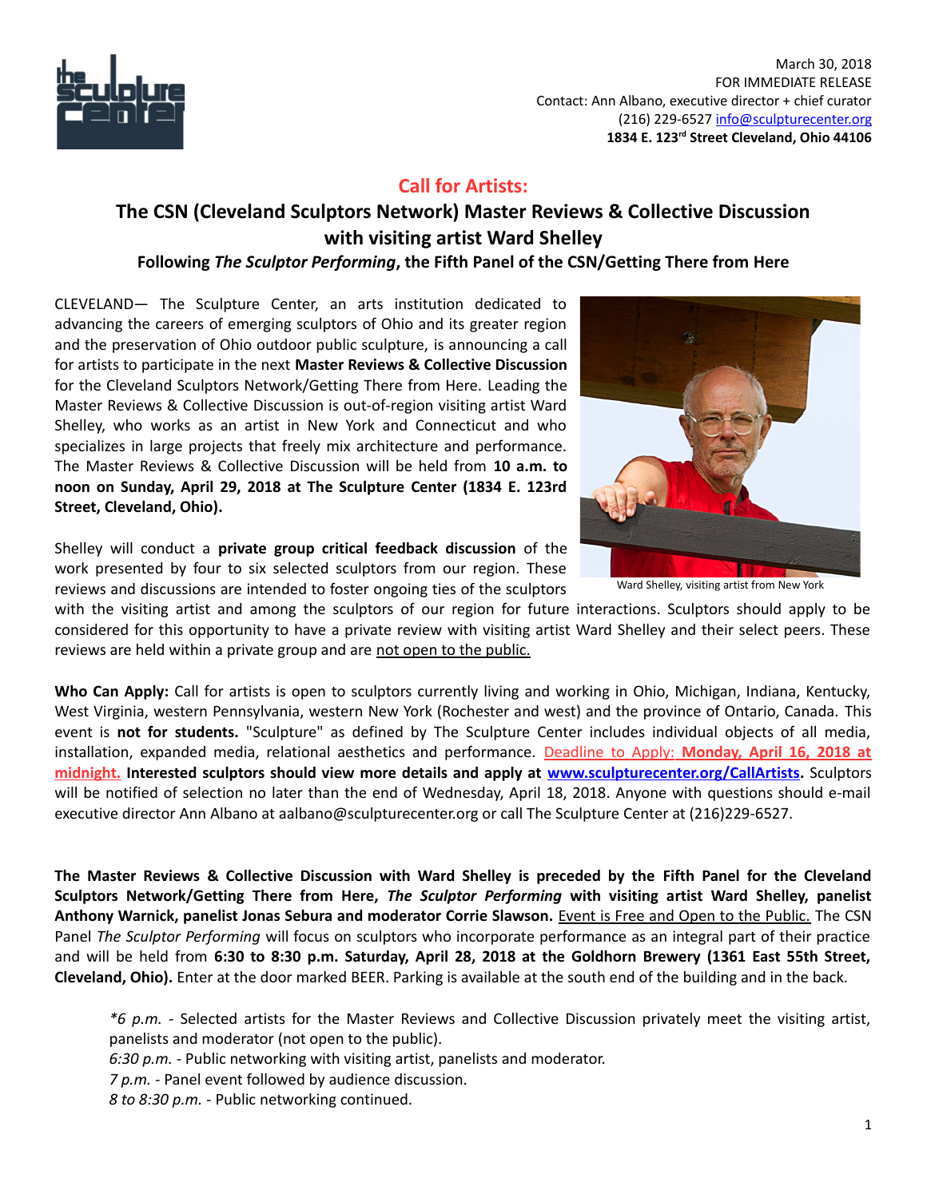March 30, 2018
FOR IMMEDIATE RELEASE
Contact: Ann Albano, executive director + chief curator
(216) 229-6527 info@sculpturecenter.org
**1834 E. 123rd Street Cleveland, Ohio 44106**

## Call for Artists:

## The CSN (Cleveland Sculptors Network) Master Reviews & Collective Discussion with visiting artist Ward Shelley

### Following *The Sculptor Performing*, the Fifth Panel of the CSN/Getting There from Here

CLEVELAND— The Sculpture Center, an arts institution dedicated to advancing the careers of emerging sculptors of Ohio and its greater region and the preservation of Ohio outdoor public sculpture, is announcing a call for artists to participate in the next **Master Reviews & Collective Discussion** for the Cleveland Sculptors Network/Getting There from Here. Leading the Master Reviews & Collective Discussion is out-of-region visiting artist Ward Shelley, who works as an artist in New York and Connecticut and who specializes in large projects that freely mix architecture and performance. The Master Reviews & Collective Discussion will be held from **10 a.m. to noon on Sunday, April 29, 2018 at The Sculpture Center (1834 E. 123rd Street, Cleveland, Ohio).**

Ward Shelley, visiting artist from New York

Shelley will conduct a **private group critical feedback discussion** of the work presented by four to six selected sculptors from our region. These reviews and discussions are intended to foster ongoing ties of the sculptors with the visiting artist and among the sculptors of our region for future interactions. Sculptors should apply to be considered for this opportunity to have a private review with visiting artist Ward Shelley and their select peers. These reviews are held within a private group and are not open to the public.

**Who Can Apply:** Call for artists is open to sculptors currently living and working in Ohio, Michigan, Indiana, Kentucky, West Virginia, western Pennsylvania, western New York (Rochester and west) and the province of Ontario, Canada. This event is **not for students.** "Sculpture" as defined by The Sculpture Center includes individual objects of all media, installation, expanded media, relational aesthetics and performance. Deadline to Apply: **Monday, April 16, 2018 at midnight.** **Interested sculptors should view more details and apply at www.sculpturecenter.org/CallArtists.** Sculptors will be notified of selection no later than the end of Wednesday, April 18, 2018. Anyone with questions should e-mail executive director Ann Albano at aalbano@sculpturecenter.org or call The Sculpture Center at (216)229-6527.

**The Master Reviews & Collective Discussion with Ward Shelley is preceded by the Fifth Panel for the Cleveland Sculptors Network/Getting There from Here, *The Sculptor Performing* with visiting artist Ward Shelley, panelist Anthony Warnick, panelist Jonas Sebura and moderator Corrie Slawson.** Event is Free and Open to the Public. The CSN Panel *The Sculptor Performing* will focus on sculptors who incorporate performance as an integral part of their practice and will be held from **6:30 to 8:30 p.m. Saturday, April 28, 2018 at the Goldhorn Brewery (1361 East 55th Street, Cleveland, Ohio).** Enter at the door marked BEER. Parking is available at the south end of the building and in the back.

*\*6 p.m.* - Selected artists for the Master Reviews and Collective Discussion privately meet the visiting artist, panelists and moderator (not open to the public).
*6:30 p.m.* - Public networking with visiting artist, panelists and moderator.
*7 p.m.* - Panel event followed by audience discussion.
*8 to 8:30 p.m.* - Public networking continued.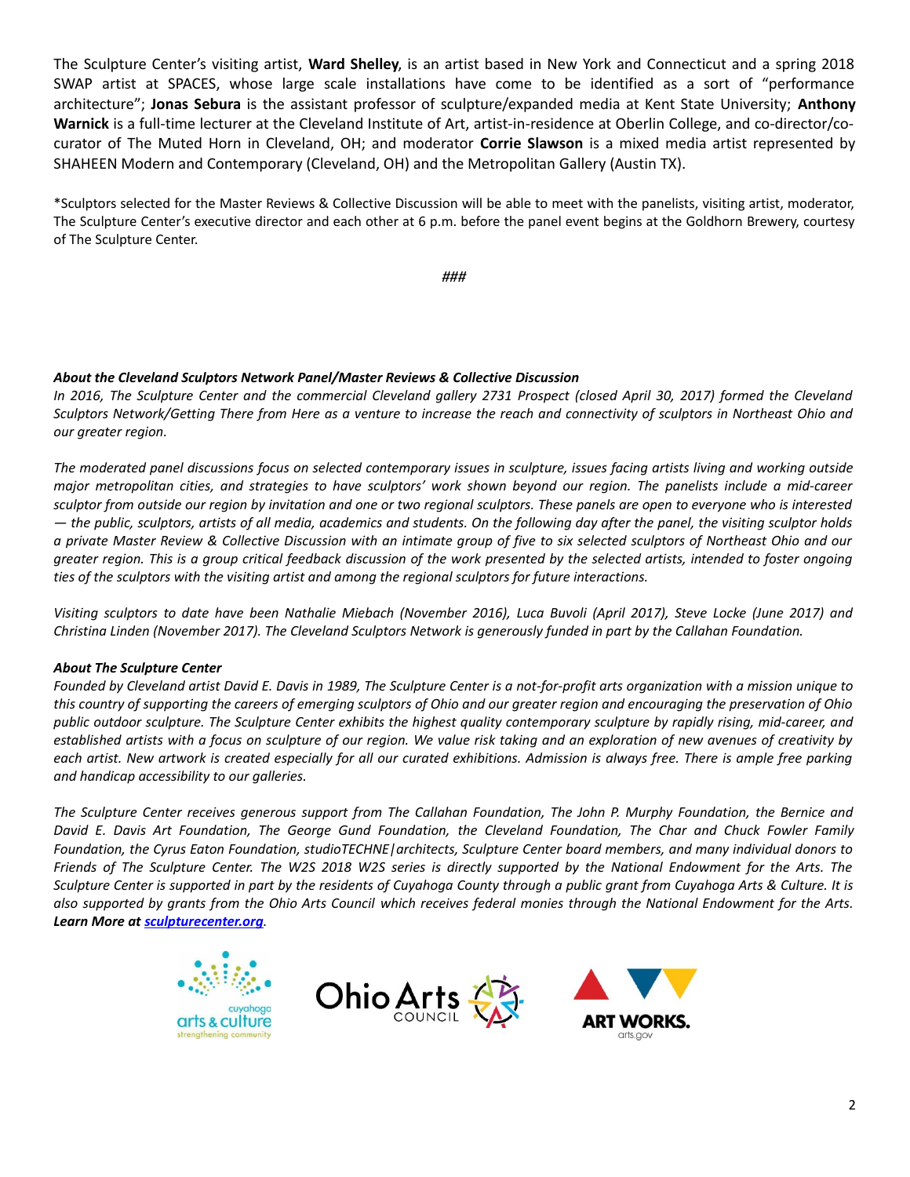The Sculpture Center's visiting artist, **Ward Shelley**, is an artist based in New York and Connecticut and a spring 2018 SWAP artist at SPACES, whose large scale installations have come to be identified as a sort of "performance architecture"; **Jonas Sebura** is the assistant professor of sculpture/expanded media at Kent State University; **Anthony Warnick** is a full-time lecturer at the Cleveland Institute of Art, artist-in-residence at Oberlin College, and co-director/co-curator of The Muted Horn in Cleveland, OH; and moderator **Corrie Slawson** is a mixed media artist represented by SHAHEEN Modern and Contemporary (Cleveland, OH) and the Metropolitan Gallery (Austin TX).

*Sculptors selected for the Master Reviews & Collective Discussion will be able to meet with the panelists, visiting artist, moderator, The Sculpture Center's executive director and each other at 6 p.m. before the panel event begins at the Goldhorn Brewery, courtesy of The Sculpture Center.

###

***About the Cleveland Sculptors Network Panel/Master Reviews & Collective Discussion***

*In 2016, The Sculpture Center and the commercial Cleveland gallery 2731 Prospect (closed April 30, 2017) formed the Cleveland Sculptors Network/Getting There from Here as a venture to increase the reach and connectivity of sculptors in Northeast Ohio and our greater region.*

*The moderated panel discussions focus on selected contemporary issues in sculpture, issues facing artists living and working outside major metropolitan cities, and strategies to have sculptors' work shown beyond our region. The panelists include a mid-career sculptor from outside our region by invitation and one or two regional sculptors. These panels are open to everyone who is interested — the public, sculptors, artists of all media, academics and students. On the following day after the panel, the visiting sculptor holds a private Master Review & Collective Discussion with an intimate group of five to six selected sculptors of Northeast Ohio and our greater region. This is a group critical feedback discussion of the work presented by the selected artists, intended to foster ongoing ties of the sculptors with the visiting artist and among the regional sculptors for future interactions.*

*Visiting sculptors to date have been Nathalie Miebach (November 2016), Luca Buvoli (April 2017), Steve Locke (June 2017) and Christina Linden (November 2017). The Cleveland Sculptors Network is generously funded in part by the Callahan Foundation.*

***About The Sculpture Center***

*Founded by Cleveland artist David E. Davis in 1989, The Sculpture Center is a not-for-profit arts organization with a mission unique to this country of supporting the careers of emerging sculptors of Ohio and our greater region and encouraging the preservation of Ohio public outdoor sculpture. The Sculpture Center exhibits the highest quality contemporary sculpture by rapidly rising, mid-career, and established artists with a focus on sculpture of our region. We value risk taking and an exploration of new avenues of creativity by each artist. New artwork is created especially for all our curated exhibitions. Admission is always free. There is ample free parking and handicap accessibility to our galleries.*

*The Sculpture Center receives generous support from The Callahan Foundation, The John P. Murphy Foundation, the Bernice and David E. Davis Art Foundation, The George Gund Foundation, the Cleveland Foundation, The Char and Chuck Fowler Family Foundation, the Cyrus Eaton Foundation, studioTECHNE|architects, Sculpture Center board members, and many individual donors to Friends of The Sculpture Center. The W2S 2018 W2S series is directly supported by the National Endowment for the Arts. The Sculpture Center is supported in part by the residents of Cuyahoga County through a public grant from Cuyahoga Arts & Culture. It is also supported by grants from the Ohio Arts Council which receives federal monies through the National Endowment for the Arts.* ***Learn More at [sculpturecenter.org](sculpturecenter.org)****.*

cuyahoga arts & culture strengthening community

Ohio Arts Council

ART WORKS. arts.gov